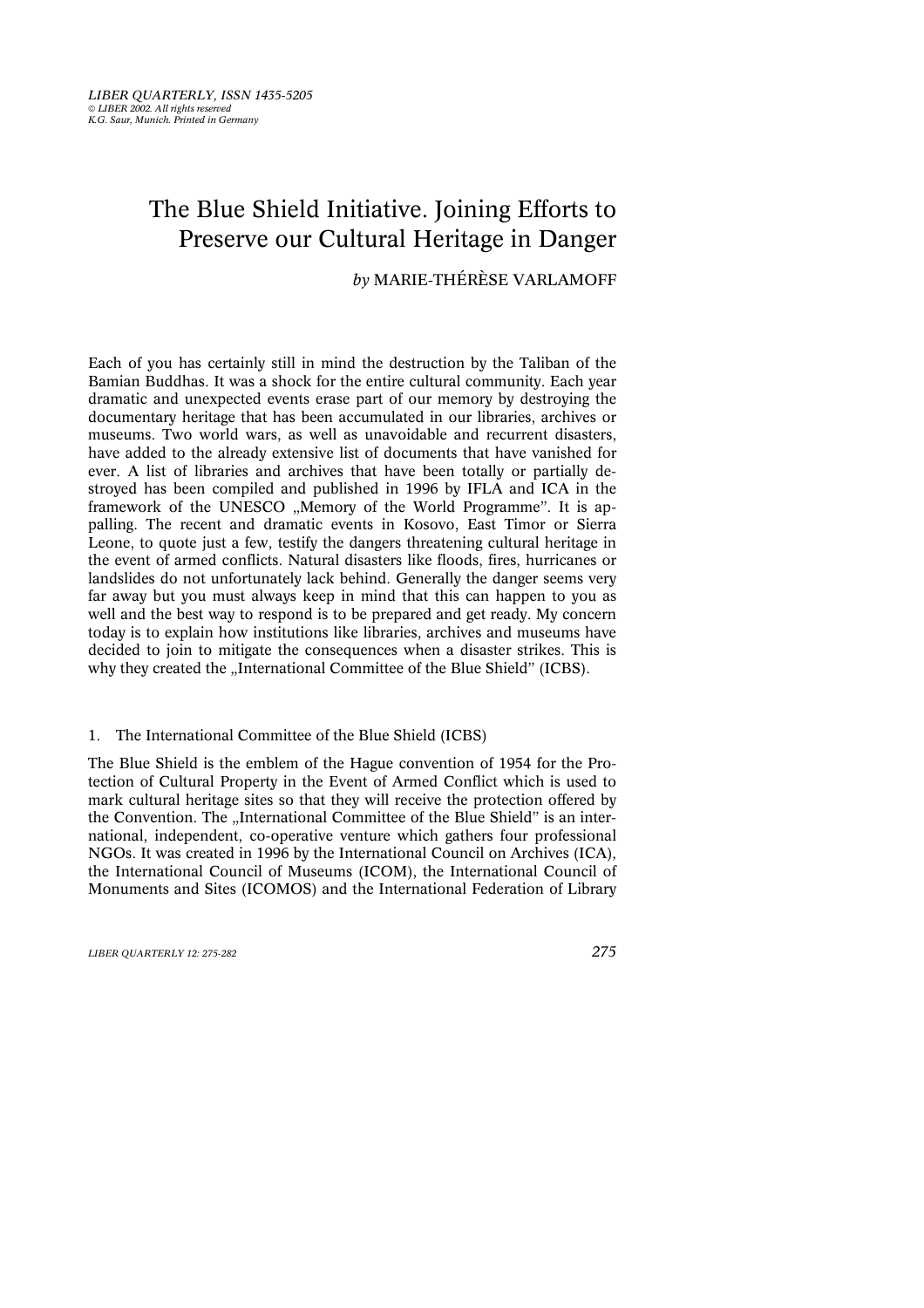# The Blue Shield Initiative. Joining Efforts to Preserve our Cultural Heritage in Danger

*by* MARIE-THÉRÈSE VARLAMOFF

Each of you has certainly still in mind the destruction by the Taliban of the Bamian Buddhas. It was a shock for the entire cultural community. Each year dramatic and unexpected events erase part of our memory by destroying the documentary heritage that has been accumulated in our libraries, archives or museums. Two world wars, as well as unavoidable and recurrent disasters, have added to the already extensive list of documents that have vanished for ever. A list of libraries and archives that have been totally or partially destroyed has been compiled and published in 1996 by IFLA and ICA in the framework of the UNESCO „Memory of the World Programme". It is appalling. The recent and dramatic events in Kosovo, East Timor or Sierra Leone, to quote just a few, testify the dangers threatening cultural heritage in the event of armed conflicts. Natural disasters like floods, fires, hurricanes or landslides do not unfortunately lack behind. Generally the danger seems very far away but you must always keep in mind that this can happen to you as well and the best way to respond is to be prepared and get ready. My concern today is to explain how institutions like libraries, archives and museums have decided to join to mitigate the consequences when a disaster strikes. This is why they created the „International Committee of the Blue Shield" (ICBS).

## 1. The International Committee of the Blue Shield (ICBS)

The Blue Shield is the emblem of the Hague convention of 1954 for the Protection of Cultural Property in the Event of Armed Conflict which is used to mark cultural heritage sites so that they will receive the protection offered by the Convention. The „International Committee of the Blue Shield" is an international, independent, co-operative venture which gathers four professional NGOs. It was created in 1996 by the International Council on Archives (ICA), the International Council of Museums (ICOM), the International Council of Monuments and Sites (ICOMOS) and the International Federation of Library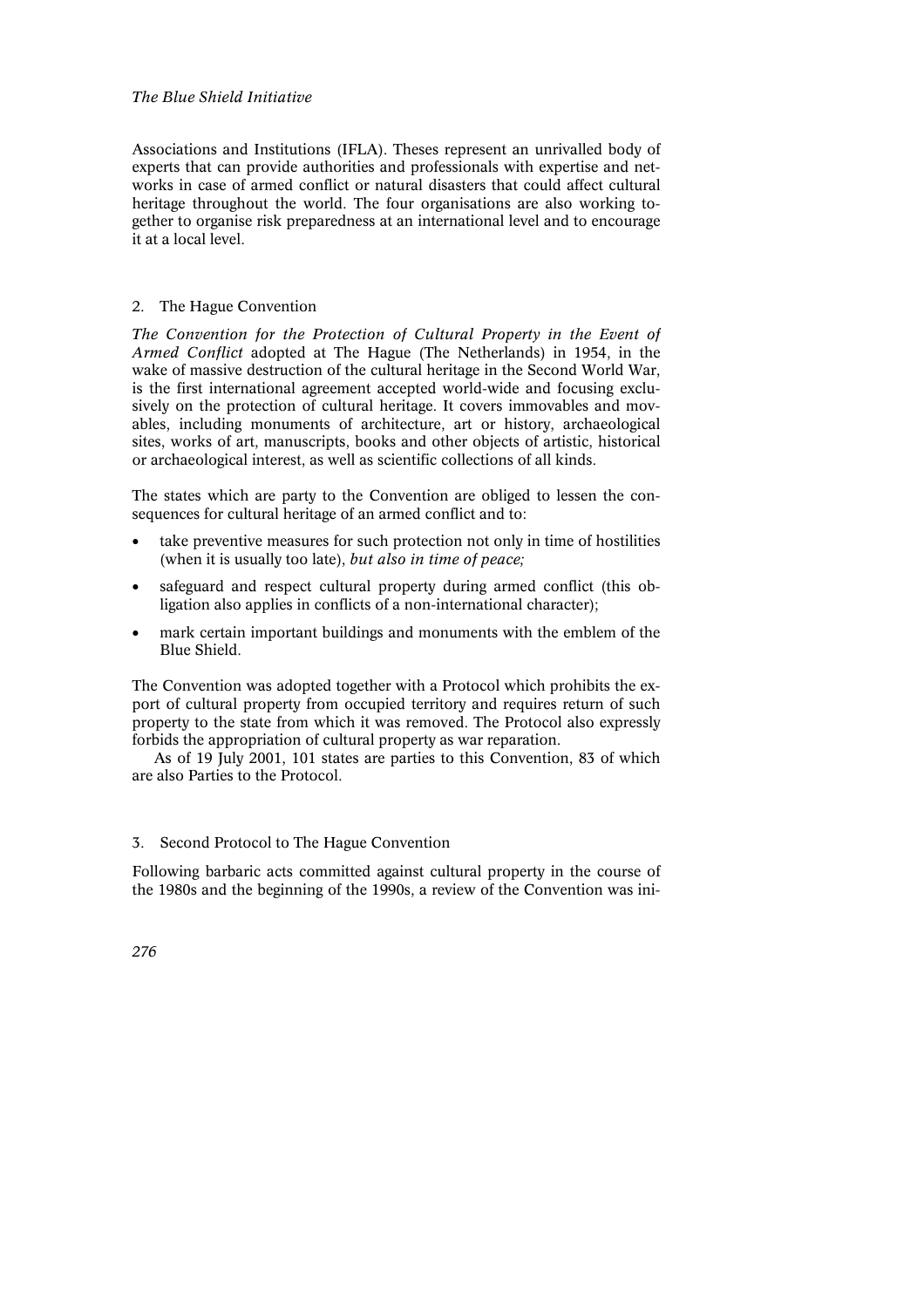Associations and Institutions (IFLA). Theses represent an unrivalled body of experts that can provide authorities and professionals with expertise and networks in case of armed conflict or natural disasters that could affect cultural heritage throughout the world. The four organisations are also working together to organise risk preparedness at an international level and to encourage it at a local level.

## 2. The Hague Convention

*The Convention for the Protection of Cultural Property in the Event of Armed Conflict* adopted at The Hague (The Netherlands) in 1954, in the wake of massive destruction of the cultural heritage in the Second World War, is the first international agreement accepted world-wide and focusing exclusively on the protection of cultural heritage. It covers immovables and movables, including monuments of architecture, art or history, archaeological sites, works of art, manuscripts, books and other objects of artistic, historical or archaeological interest, as well as scientific collections of all kinds.

The states which are party to the Convention are obliged to lessen the consequences for cultural heritage of an armed conflict and to:

- take preventive measures for such protection not only in time of hostilities (when it is usually too late), *but also in time of peace;*
- safeguard and respect cultural property during armed conflict (this obligation also applies in conflicts of a non-international character);
- mark certain important buildings and monuments with the emblem of the Blue Shield.

The Convention was adopted together with a Protocol which prohibits the export of cultural property from occupied territory and requires return of such property to the state from which it was removed. The Protocol also expressly forbids the appropriation of cultural property as war reparation.

As of 19 July 2001, 101 states are parties to this Convention, 83 of which are also Parties to the Protocol.

## 3. Second Protocol to The Hague Convention

Following barbaric acts committed against cultural property in the course of the 1980s and the beginning of the 1990s, a review of the Convention was ini-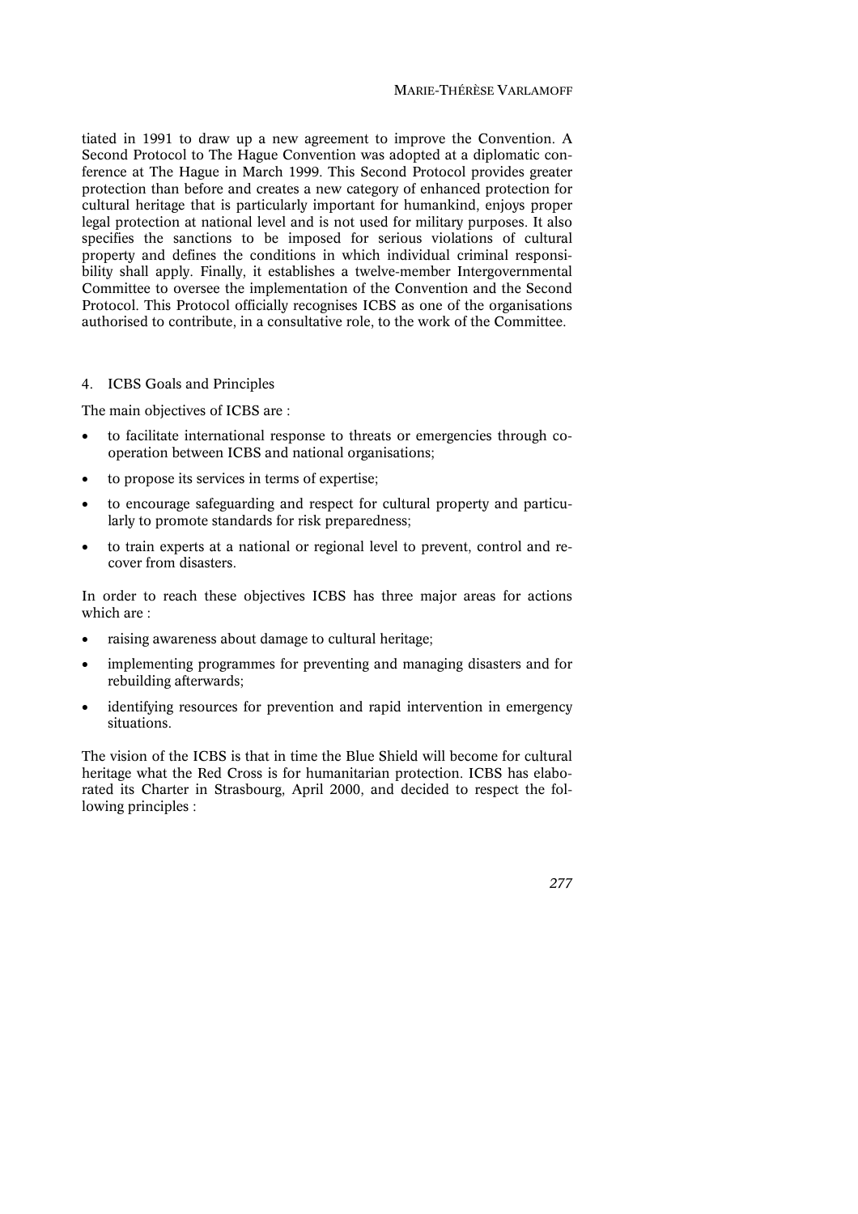tiated in 1991 to draw up a new agreement to improve the Convention. A Second Protocol to The Hague Convention was adopted at a diplomatic conference at The Hague in March 1999. This Second Protocol provides greater protection than before and creates a new category of enhanced protection for cultural heritage that is particularly important for humankind, enjoys proper legal protection at national level and is not used for military purposes. It also specifies the sanctions to be imposed for serious violations of cultural property and defines the conditions in which individual criminal responsibility shall apply. Finally, it establishes a twelve-member Intergovernmental Committee to oversee the implementation of the Convention and the Second Protocol. This Protocol officially recognises ICBS as one of the organisations authorised to contribute, in a consultative role, to the work of the Committee.

## 4. ICBS Goals and Principles

The main objectives of ICBS are :

- to facilitate international response to threats or emergencies through co-operation between ICBS and national organisations;
- to propose its services in terms of expertise;
- to encourage safeguarding and respect for cultural property and particularly to promote standards for risk preparedness;
- to train experts at a national or regional level to prevent, control and recover from disasters.

In order to reach these objectives ICBS has three major areas for actions which are :

- raising awareness about damage to cultural heritage;
- implementing programmes for preventing and managing disasters and for rebuilding afterwards;
- identifying resources for prevention and rapid intervention in emergency situations.

The vision of the ICBS is that in time the Blue Shield will become for cultural heritage what the Red Cross is for humanitarian protection. ICBS has elaborated its Charter in Strasbourg, April 2000, and decided to respect the following principles :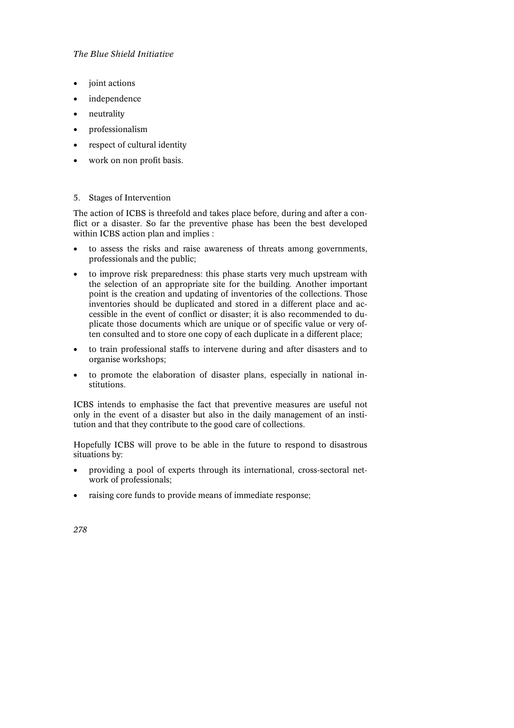- joint actions
- independence
- neutrality
- professionalism
- respect of cultural identity
- work on non profit basis.

5. Stages of Intervention

The action of ICBS is threefold and takes place before, during and after a conflict or a disaster. So far the preventive phase has been the best developed within ICBS action plan and implies :

- to assess the risks and raise awareness of threats among governments, professionals and the public;
- to improve risk preparedness: this phase starts very much upstream with the selection of an appropriate site for the building. Another important point is the creation and updating of inventories of the collections. Those inventories should be duplicated and stored in a different place and accessible in the event of conflict or disaster; it is also recommended to duplicate those documents which are unique or of specific value or very often consulted and to store one copy of each duplicate in a different place;
- to train professional staffs to intervene during and after disasters and to organise workshops;
- to promote the elaboration of disaster plans, especially in national institutions.

ICBS intends to emphasise the fact that preventive measures are useful not only in the event of a disaster but also in the daily management of an institution and that they contribute to the good care of collections.

Hopefully ICBS will prove to be able in the future to respond to disastrous situations by:

- providing a pool of experts through its international, cross-sectoral network of professionals;
- raising core funds to provide means of immediate response;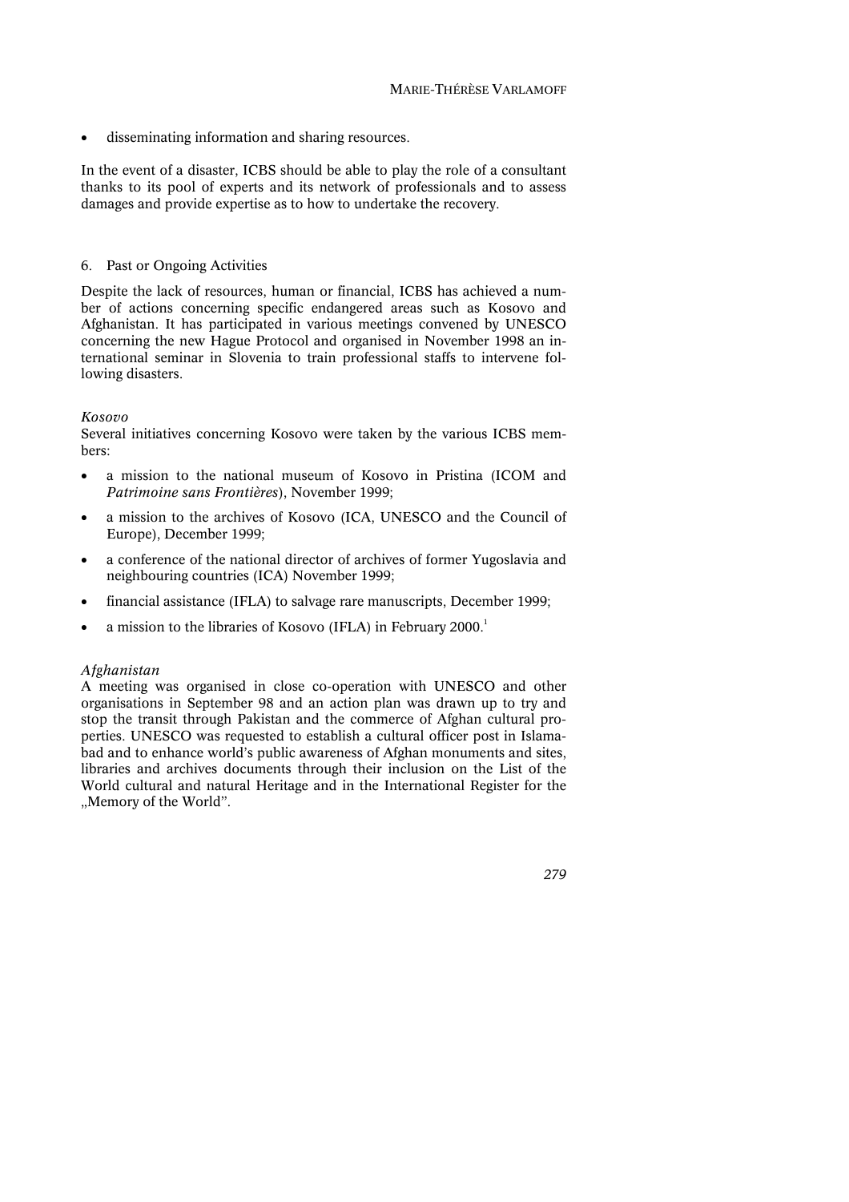- disseminating information and sharing resources.

In the event of a disaster, ICBS should be able to play the role of a consultant thanks to its pool of experts and its network of professionals and to assess damages and provide expertise as to how to undertake the recovery.

## 6. Past or Ongoing Activities

Despite the lack of resources, human or financial, ICBS has achieved a number of actions concerning specific endangered areas such as Kosovo and Afghanistan. It has participated in various meetings convened by UNESCO concerning the new Hague Protocol and organised in November 1998 an international seminar in Slovenia to train professional staffs to intervene following disasters.

### *Kosovo*

Several initiatives concerning Kosovo were taken by the various ICBS members:

- a mission to the national museum of Kosovo in Pristina (ICOM and *Patrimoine sans Frontières*), November 1999;
- a mission to the archives of Kosovo (ICA, UNESCO and the Council of Europe), December 1999;
- a conference of the national director of archives of former Yugoslavia and neighbouring countries (ICA) November 1999;
- financial assistance (IFLA) to salvage rare manuscripts, December 1999;
- a mission to the libraries of Kosovo (IFLA) in February 2000.[1]

### *Afghanistan*

A meeting was organised in close co-operation with UNESCO and other organisations in September 98 and an action plan was drawn up to try and stop the transit through Pakistan and the commerce of Afghan cultural properties. UNESCO was requested to establish a cultural officer post in Islamabad and to enhance world's public awareness of Afghan monuments and sites, libraries and archives documents through their inclusion on the List of the World cultural and natural Heritage and in the International Register for the „Memory of the World".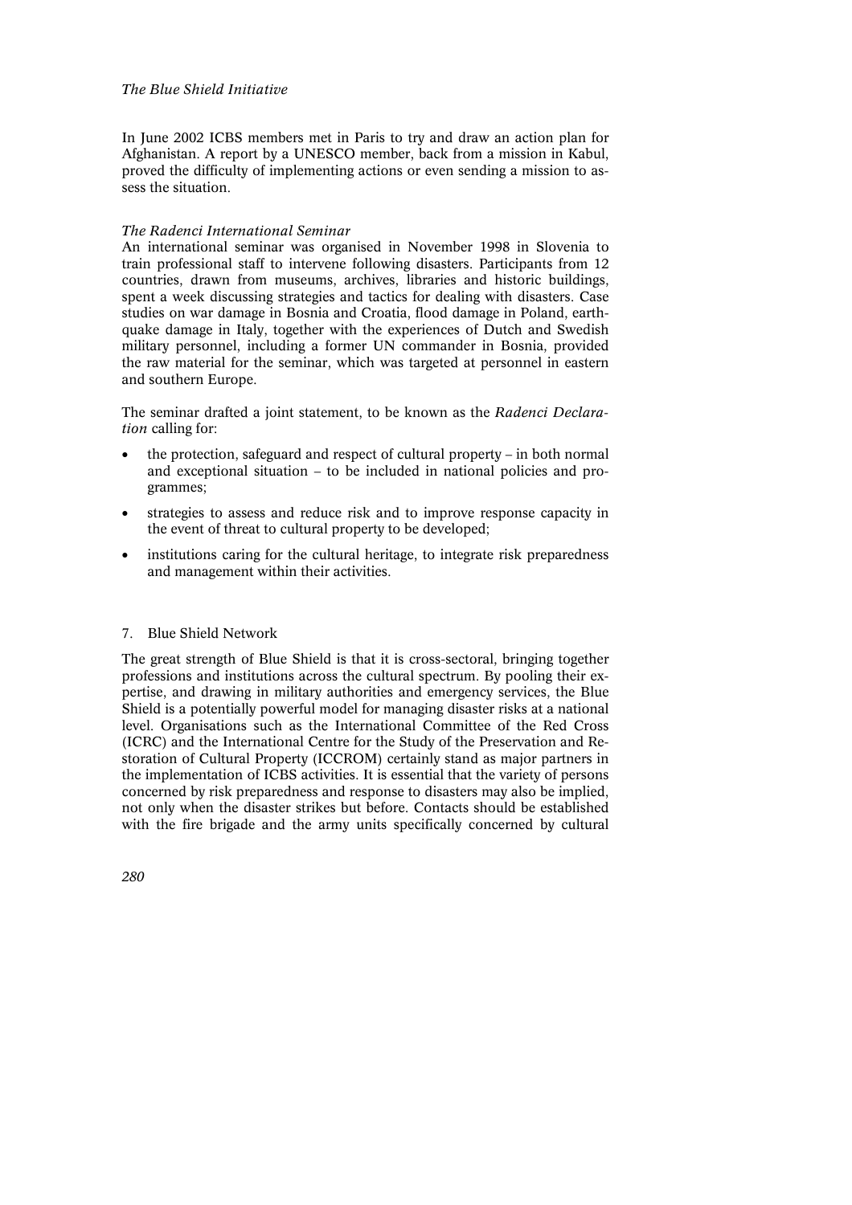In June 2002 ICBS members met in Paris to try and draw an action plan for Afghanistan. A report by a UNESCO member, back from a mission in Kabul, proved the difficulty of implementing actions or even sending a mission to assess the situation.

*The Radenci International Seminar*

An international seminar was organised in November 1998 in Slovenia to train professional staff to intervene following disasters. Participants from 12 countries, drawn from museums, archives, libraries and historic buildings, spent a week discussing strategies and tactics for dealing with disasters. Case studies on war damage in Bosnia and Croatia, flood damage in Poland, earthquake damage in Italy, together with the experiences of Dutch and Swedish military personnel, including a former UN commander in Bosnia, provided the raw material for the seminar, which was targeted at personnel in eastern and southern Europe.

The seminar drafted a joint statement, to be known as the *Radenci Declaration* calling for:

- the protection, safeguard and respect of cultural property – in both normal and exceptional situation – to be included in national policies and programmes;
- strategies to assess and reduce risk and to improve response capacity in the event of threat to cultural property to be developed;
- institutions caring for the cultural heritage, to integrate risk preparedness and management within their activities.

## 7. Blue Shield Network

The great strength of Blue Shield is that it is cross-sectoral, bringing together professions and institutions across the cultural spectrum. By pooling their expertise, and drawing in military authorities and emergency services, the Blue Shield is a potentially powerful model for managing disaster risks at a national level. Organisations such as the International Committee of the Red Cross (ICRC) and the International Centre for the Study of the Preservation and Restoration of Cultural Property (ICCROM) certainly stand as major partners in the implementation of ICBS activities. It is essential that the variety of persons concerned by risk preparedness and response to disasters may also be implied, not only when the disaster strikes but before. Contacts should be established with the fire brigade and the army units specifically concerned by cultural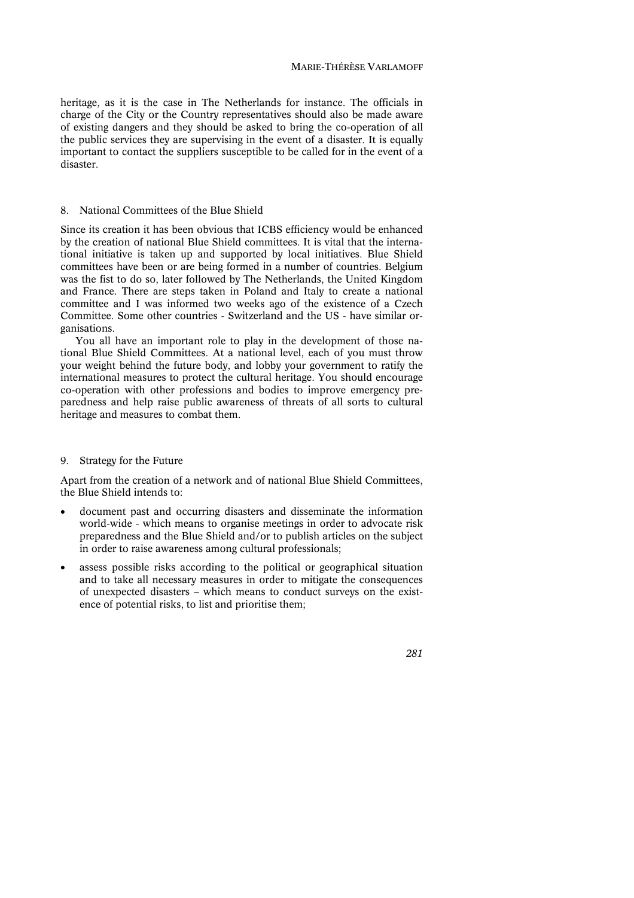heritage, as it is the case in The Netherlands for instance. The officials in charge of the City or the Country representatives should also be made aware of existing dangers and they should be asked to bring the co-operation of all the public services they are supervising in the event of a disaster. It is equally important to contact the suppliers susceptible to be called for in the event of a disaster.

## 8. National Committees of the Blue Shield

Since its creation it has been obvious that ICBS efficiency would be enhanced by the creation of national Blue Shield committees. It is vital that the international initiative is taken up and supported by local initiatives. Blue Shield committees have been or are being formed in a number of countries. Belgium was the fist to do so, later followed by The Netherlands, the United Kingdom and France. There are steps taken in Poland and Italy to create a national committee and I was informed two weeks ago of the existence of a Czech Committee. Some other countries - Switzerland and the US - have similar organisations.

You all have an important role to play in the development of those national Blue Shield Committees. At a national level, each of you must throw your weight behind the future body, and lobby your government to ratify the international measures to protect the cultural heritage. You should encourage co-operation with other professions and bodies to improve emergency preparedness and help raise public awareness of threats of all sorts to cultural heritage and measures to combat them.

## 9. Strategy for the Future

Apart from the creation of a network and of national Blue Shield Committees, the Blue Shield intends to:

- document past and occurring disasters and disseminate the information world-wide - which means to organise meetings in order to advocate risk preparedness and the Blue Shield and/or to publish articles on the subject in order to raise awareness among cultural professionals;
- assess possible risks according to the political or geographical situation and to take all necessary measures in order to mitigate the consequences of unexpected disasters – which means to conduct surveys on the existence of potential risks, to list and prioritise them;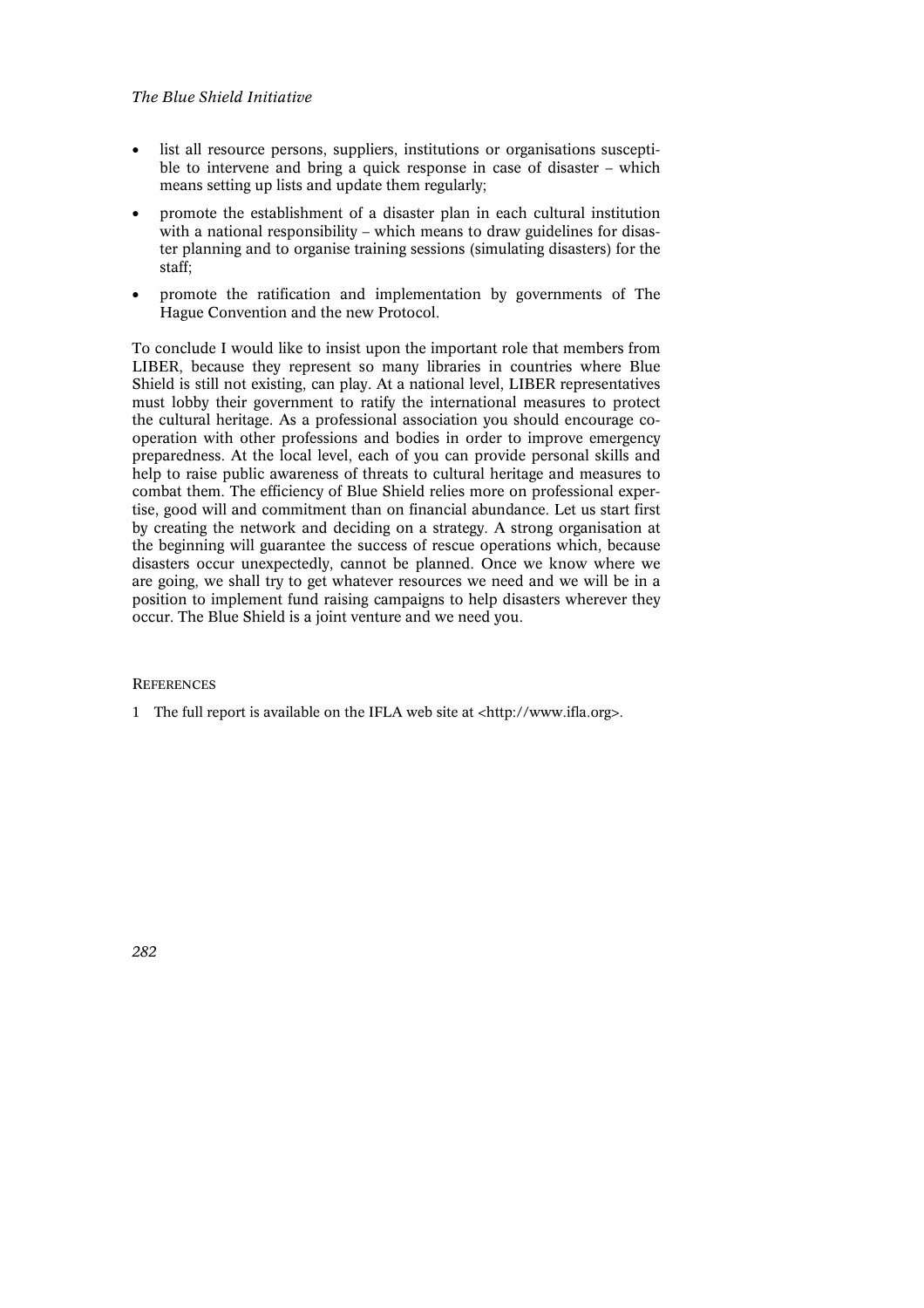- list all resource persons, suppliers, institutions or organisations susceptible to intervene and bring a quick response in case of disaster – which means setting up lists and update them regularly;
- promote the establishment of a disaster plan in each cultural institution with a national responsibility – which means to draw guidelines for disaster planning and to organise training sessions (simulating disasters) for the staff;
- promote the ratification and implementation by governments of The Hague Convention and the new Protocol.

To conclude I would like to insist upon the important role that members from LIBER, because they represent so many libraries in countries where Blue Shield is still not existing, can play. At a national level, LIBER representatives must lobby their government to ratify the international measures to protect the cultural heritage. As a professional association you should encourage co-operation with other professions and bodies in order to improve emergency preparedness. At the local level, each of you can provide personal skills and help to raise public awareness of threats to cultural heritage and measures to combat them. The efficiency of Blue Shield relies more on professional expertise, good will and commitment than on financial abundance. Let us start first by creating the network and deciding on a strategy. A strong organisation at the beginning will guarantee the success of rescue operations which, because disasters occur unexpectedly, cannot be planned. Once we know where we are going, we shall try to get whatever resources we need and we will be in a position to implement fund raising campaigns to help disasters wherever they occur. The Blue Shield is a joint venture and we need you.

## References

1 The full report is available on the IFLA web site at <http://www.ifla.org>.